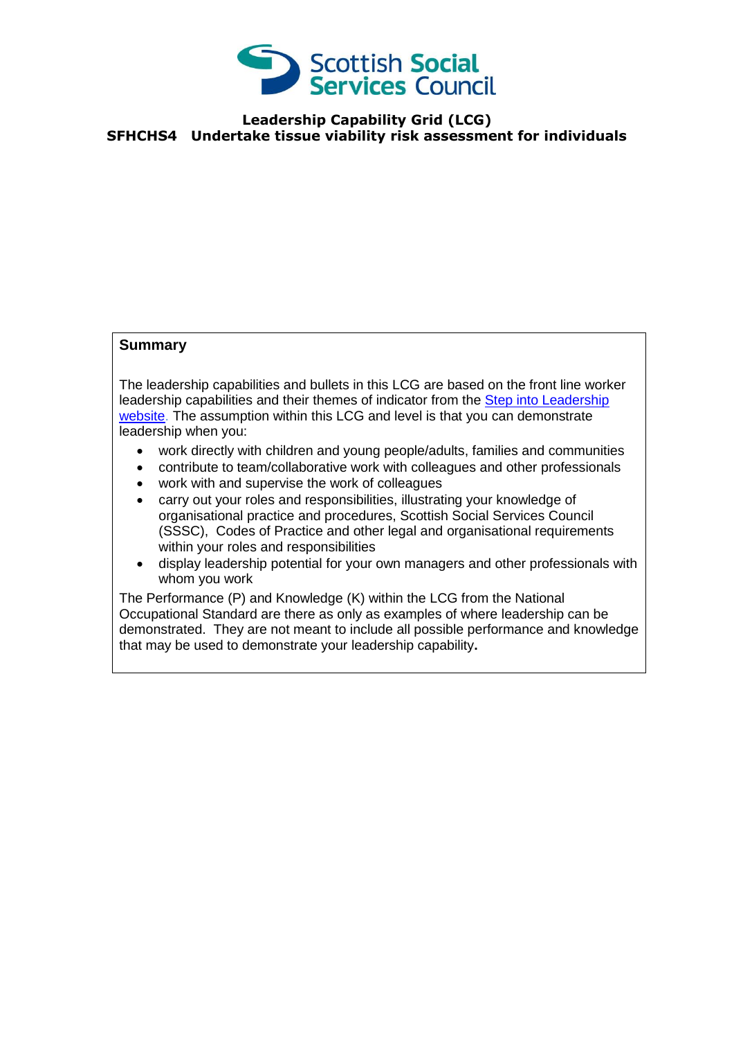# Leadership Capability Grid (LCG)

## SFHCHS4 Undertake tissue viability risk assessment for individuals

**Summary**

The leadership capabilities and bullets in this LCG are based on the front line worker leadership capabilities and their themes of indicator from the [Step into Leadership website](). The assumption within this LCG and level is that you can demonstrate leadership when you:

- work directly with children and young people/adults, families and communities
- contribute to team/collaborative work with colleagues and other professionals
- work with and supervise the work of colleagues
- carry out your roles and responsibilities, illustrating your knowledge of organisational practice and procedures, Scottish Social Services Council (SSSC), Codes of Practice and other legal and organisational requirements within your roles and responsibilities
- display leadership potential for your own managers and other professionals with whom you work

The Performance (P) and Knowledge (K) within the LCG from the National Occupational Standard are there as only as examples of where leadership can be demonstrated. They are not meant to include all possible performance and knowledge that may be used to demonstrate your leadership capability**.**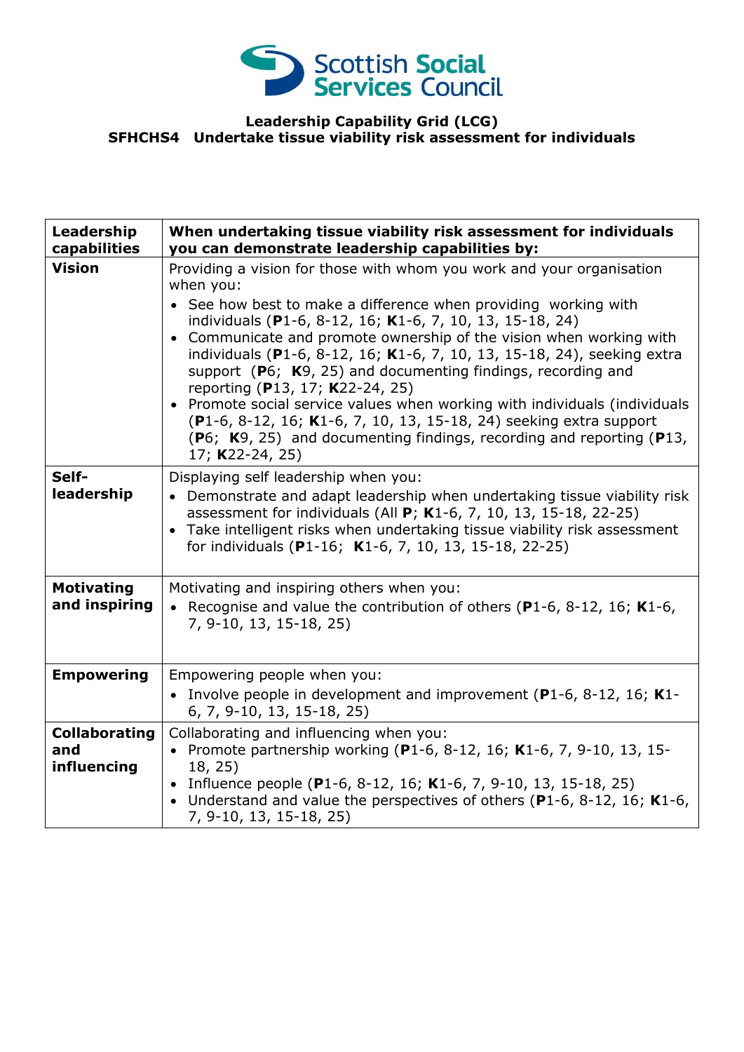Scottish Social Services Council

**Leadership Capability Grid (LCG)**
**SFHCHS4 Undertake tissue viability risk assessment for individuals**

| Leadership capabilities | When undertaking tissue viability risk assessment for individuals you can demonstrate leadership capabilities by: |
|---|---|
| **Vision** | Providing a vision for those with whom you work and your organisation when you:<br>• See how best to make a difference when providing working with individuals (**P**1-6, 8-12, 16; **K**1-6, 7, 10, 13, 15-18, 24)<br>• Communicate and promote ownership of the vision when working with individuals (**P**1-6, 8-12, 16; **K**1-6, 7, 10, 13, 15-18, 24), seeking extra support (**P**6; **K**9, 25) and documenting findings, recording and reporting (**P**13, 17; **K**22-24, 25)<br>• Promote social service values when working with individuals (individuals (**P**1-6, 8-12, 16; **K**1-6, 7, 10, 13, 15-18, 24) seeking extra support (**P**6; **K**9, 25) and documenting findings, recording and reporting (**P**13, 17; **K**22-24, 25) |
| **Self-leadership** | Displaying self leadership when you:<br>• Demonstrate and adapt leadership when undertaking tissue viability risk assessment for individuals (All **P**; **K**1-6, 7, 10, 13, 15-18, 22-25)<br>• Take intelligent risks when undertaking tissue viability risk assessment for individuals (**P**1-16; **K**1-6, 7, 10, 13, 15-18, 22-25) |
| **Motivating and inspiring** | Motivating and inspiring others when you:<br>• Recognise and value the contribution of others (**P**1-6, 8-12, 16; **K**1-6, 7, 9-10, 13, 15-18, 25) |
| **Empowering** | Empowering people when you:<br>• Involve people in development and improvement (**P**1-6, 8-12, 16; **K**1-6, 7, 9-10, 13, 15-18, 25) |
| **Collaborating and influencing** | Collaborating and influencing when you:<br>• Promote partnership working (**P**1-6, 8-12, 16; **K**1-6, 7, 9-10, 13, 15-18, 25)<br>• Influence people (**P**1-6, 8-12, 16; **K**1-6, 7, 9-10, 13, 15-18, 25)<br>• Understand and value the perspectives of others (**P**1-6, 8-12, 16; **K**1-6, 7, 9-10, 13, 15-18, 25) |